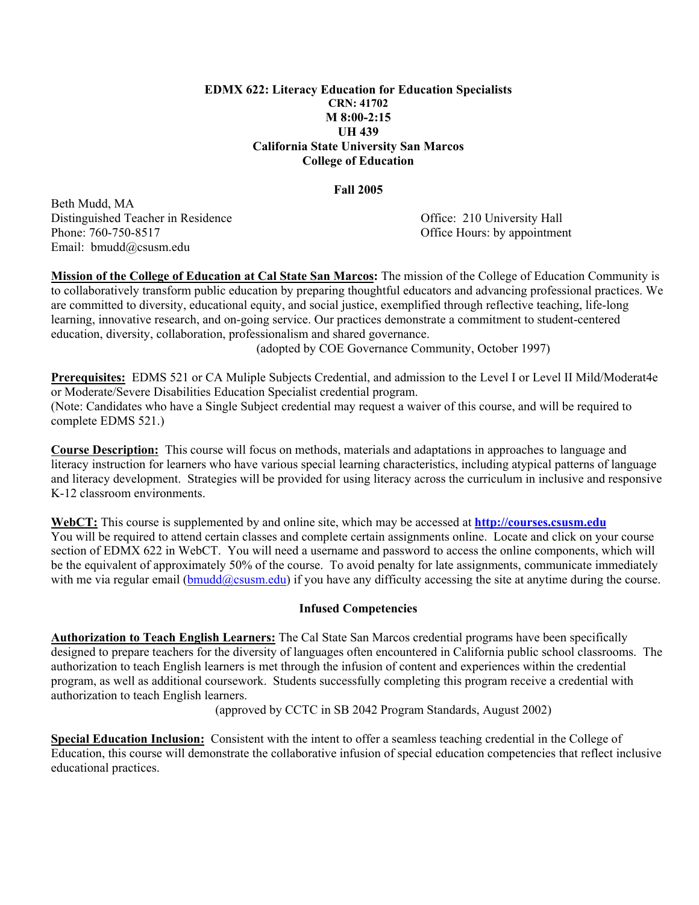**EDMX 622: Literacy Education for Education Specialists**
**CRN: 41702**
**M 8:00-2:15**
**UH 439**
**California State University San Marcos**
**College of Education**

**Fall 2005**

Beth Mudd, MA
Distinguished Teacher in Residence
Phone: 760-750-8517
Email: bmudd@csusm.edu

Office: 210 University Hall
Office Hours: by appointment

**Mission of the College of Education at Cal State San Marcos:** The mission of the College of Education Community is to collaboratively transform public education by preparing thoughtful educators and advancing professional practices. We are committed to diversity, educational equity, and social justice, exemplified through reflective teaching, life-long learning, innovative research, and on-going service. Our practices demonstrate a commitment to student-centered education, diversity, collaboration, professionalism and shared governance.
(adopted by COE Governance Community, October 1997)

**Prerequisites:** EDMS 521 or CA Muliple Subjects Credential, and admission to the Level I or Level II Mild/Moderat4e or Moderate/Severe Disabilities Education Specialist credential program.
(Note: Candidates who have a Single Subject credential may request a waiver of this course, and will be required to complete EDMS 521.)

**Course Description:** This course will focus on methods, materials and adaptations in approaches to language and literacy instruction for learners who have various special learning characteristics, including atypical patterns of language and literacy development. Strategies will be provided for using literacy across the curriculum in inclusive and responsive K-12 classroom environments.

**WebCT:** This course is supplemented by and online site, which may be accessed at **http://courses.csusm.edu**
You will be required to attend certain classes and complete certain assignments online. Locate and click on your course section of EDMX 622 in WebCT. You will need a username and password to access the online components, which will be the equivalent of approximately 50% of the course. To avoid penalty for late assignments, communicate immediately with me via regular email (bmudd@csusm.edu) if you have any difficulty accessing the site at anytime during the course.

## Infused Competencies

**Authorization to Teach English Learners:** The Cal State San Marcos credential programs have been specifically designed to prepare teachers for the diversity of languages often encountered in California public school classrooms. The authorization to teach English learners is met through the infusion of content and experiences within the credential program, as well as additional coursework. Students successfully completing this program receive a credential with authorization to teach English learners.
(approved by CCTC in SB 2042 Program Standards, August 2002)

**Special Education Inclusion:** Consistent with the intent to offer a seamless teaching credential in the College of Education, this course will demonstrate the collaborative infusion of special education competencies that reflect inclusive educational practices.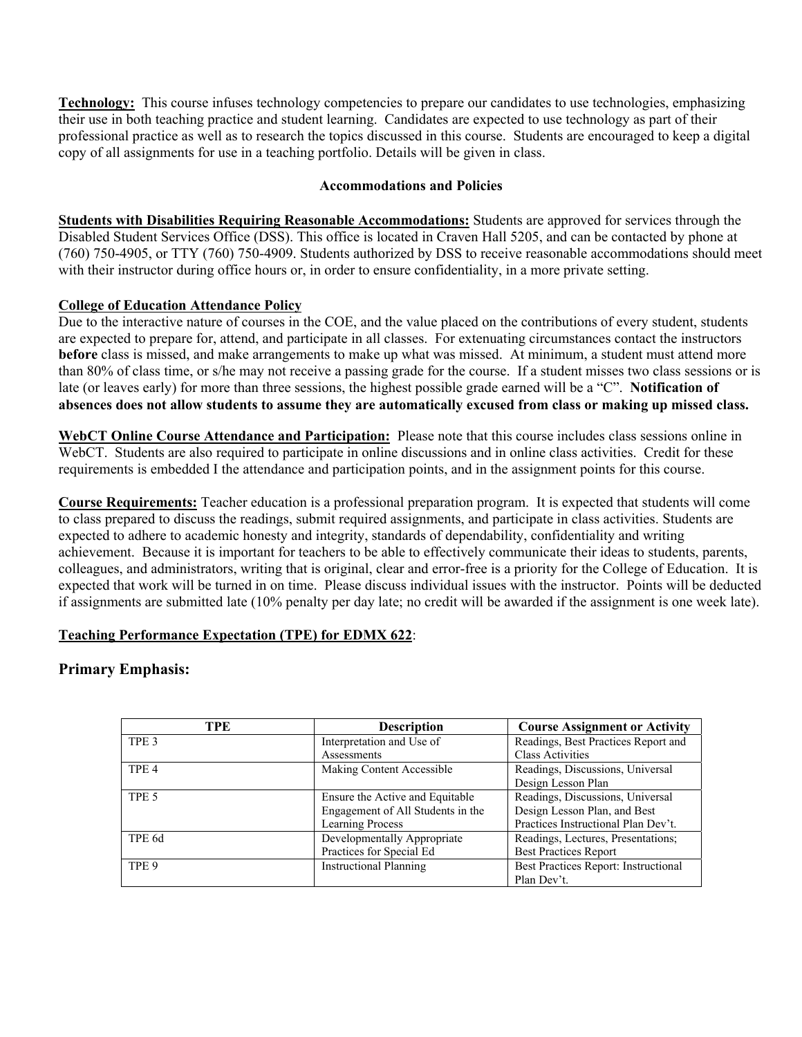**Technology:** This course infuses technology competencies to prepare our candidates to use technologies, emphasizing their use in both teaching practice and student learning. Candidates are expected to use technology as part of their professional practice as well as to research the topics discussed in this course. Students are encouraged to keep a digital copy of all assignments for use in a teaching portfolio. Details will be given in class.

**Accommodations and Policies**

**Students with Disabilities Requiring Reasonable Accommodations:** Students are approved for services through the Disabled Student Services Office (DSS). This office is located in Craven Hall 5205, and can be contacted by phone at (760) 750-4905, or TTY (760) 750-4909. Students authorized by DSS to receive reasonable accommodations should meet with their instructor during office hours or, in order to ensure confidentiality, in a more private setting.

**College of Education Attendance Policy**

Due to the interactive nature of courses in the COE, and the value placed on the contributions of every student, students are expected to prepare for, attend, and participate in all classes. For extenuating circumstances contact the instructors **before** class is missed, and make arrangements to make up what was missed. At minimum, a student must attend more than 80% of class time, or s/he may not receive a passing grade for the course. If a student misses two class sessions or is late (or leaves early) for more than three sessions, the highest possible grade earned will be a "C". **Notification of absences does not allow students to assume they are automatically excused from class or making up missed class.**

**WebCT Online Course Attendance and Participation:** Please note that this course includes class sessions online in WebCT. Students are also required to participate in online discussions and in online class activities. Credit for these requirements is embedded I the attendance and participation points, and in the assignment points for this course.

**Course Requirements:** Teacher education is a professional preparation program. It is expected that students will come to class prepared to discuss the readings, submit required assignments, and participate in class activities. Students are expected to adhere to academic honesty and integrity, standards of dependability, confidentiality and writing achievement. Because it is important for teachers to be able to effectively communicate their ideas to students, parents, colleagues, and administrators, writing that is original, clear and error-free is a priority for the College of Education. It is expected that work will be turned in on time. Please discuss individual issues with the instructor. Points will be deducted if assignments are submitted late (10% penalty per day late; no credit will be awarded if the assignment is one week late).

**Teaching Performance Expectation (TPE) for EDMX 622**:

## Primary Emphasis:

| TPE | Description | Course Assignment or Activity |
|---|---|---|
| TPE 3 | Interpretation and Use of Assessments | Readings, Best Practices Report and Class Activities |
| TPE 4 | Making Content Accessible | Readings, Discussions, Universal Design Lesson Plan |
| TPE 5 | Ensure the Active and Equitable Engagement of All Students in the Learning Process | Readings, Discussions, Universal Design Lesson Plan, and Best Practices Instructional Plan Dev't. |
| TPE 6d | Developmentally Appropriate Practices for Special Ed | Readings, Lectures, Presentations; Best Practices Report |
| TPE 9 | Instructional Planning | Best Practices Report: Instructional Plan Dev't. |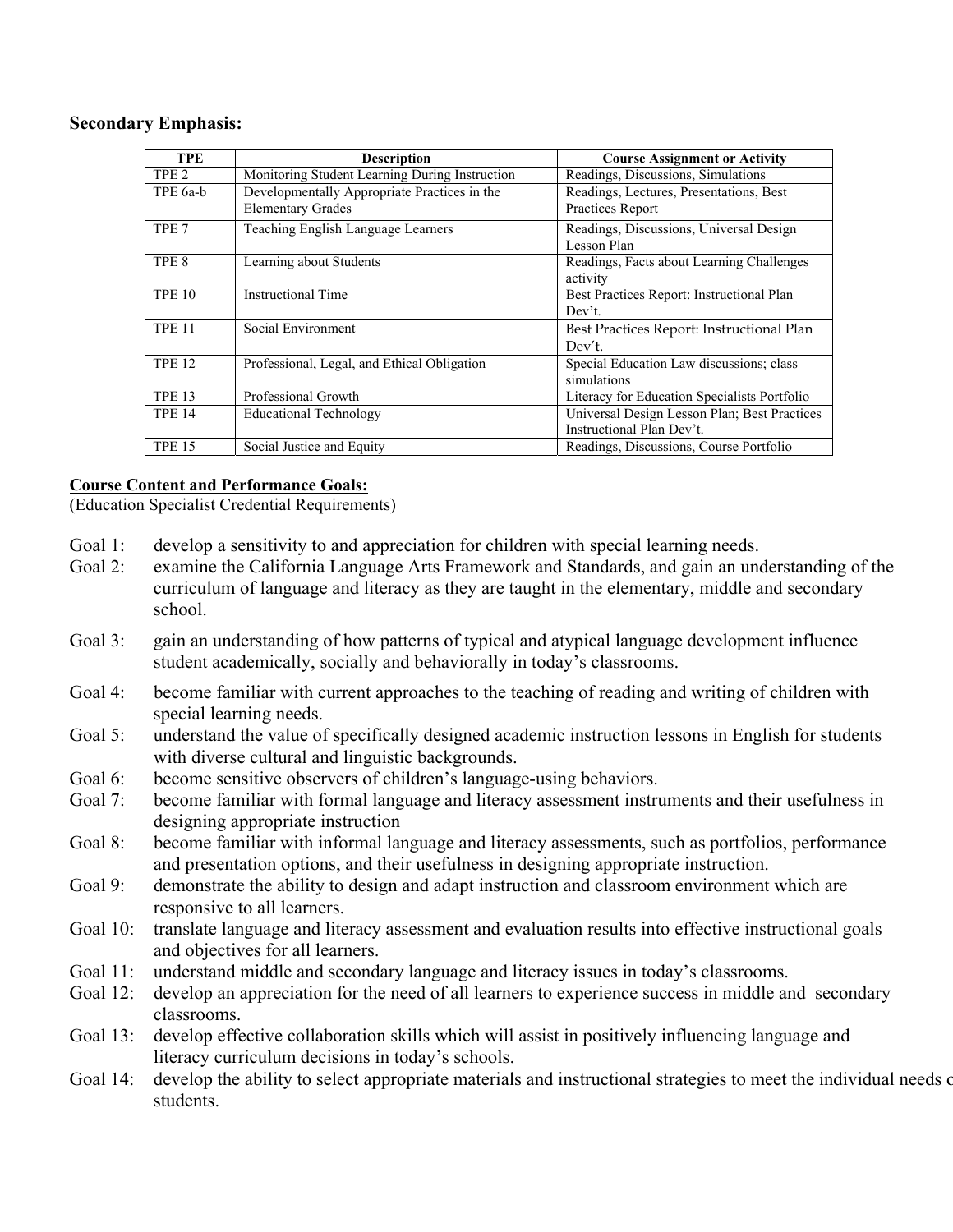**Secondary Emphasis:**

| TPE | Description | Course Assignment or Activity |
|---|---|---|
| TPE 2 | Monitoring Student Learning During Instruction | Readings, Discussions, Simulations |
| TPE 6a-b | Developmentally Appropriate Practices in the Elementary Grades | Readings, Lectures, Presentations, Best Practices Report |
| TPE 7 | Teaching English Language Learners | Readings, Discussions, Universal Design Lesson Plan |
| TPE 8 | Learning about Students | Readings, Facts about Learning Challenges activity |
| TPE 10 | Instructional Time | Best Practices Report: Instructional Plan Dev't. |
| TPE 11 | Social Environment | Best Practices Report: Instructional Plan Dev't. |
| TPE 12 | Professional, Legal, and Ethical Obligation | Special Education Law discussions; class simulations |
| TPE 13 | Professional Growth | Literacy for Education Specialists Portfolio |
| TPE 14 | Educational Technology | Universal Design Lesson Plan; Best Practices Instructional Plan Dev't. |
| TPE 15 | Social Justice and Equity | Readings, Discussions, Course Portfolio |

**Course Content and Performance Goals:**
(Education Specialist Credential Requirements)

Goal 1: develop a sensitivity to and appreciation for children with special learning needs.

Goal 2: examine the California Language Arts Framework and Standards, and gain an understanding of the curriculum of language and literacy as they are taught in the elementary, middle and secondary school.

Goal 3: gain an understanding of how patterns of typical and atypical language development influence student academically, socially and behaviorally in today's classrooms.

Goal 4: become familiar with current approaches to the teaching of reading and writing of children with special learning needs.

Goal 5: understand the value of specifically designed academic instruction lessons in English for students with diverse cultural and linguistic backgrounds.

Goal 6: become sensitive observers of children's language-using behaviors.

Goal 7: become familiar with formal language and literacy assessment instruments and their usefulness in designing appropriate instruction

Goal 8: become familiar with informal language and literacy assessments, such as portfolios, performance and presentation options, and their usefulness in designing appropriate instruction.

Goal 9: demonstrate the ability to design and adapt instruction and classroom environment which are responsive to all learners.

Goal 10: translate language and literacy assessment and evaluation results into effective instructional goals and objectives for all learners.

Goal 11: understand middle and secondary language and literacy issues in today's classrooms.

Goal 12: develop an appreciation for the need of all learners to experience success in middle and secondary classrooms.

Goal 13: develop effective collaboration skills which will assist in positively influencing language and literacy curriculum decisions in today's schools.

Goal 14: develop the ability to select appropriate materials and instructional strategies to meet the individual needs of students.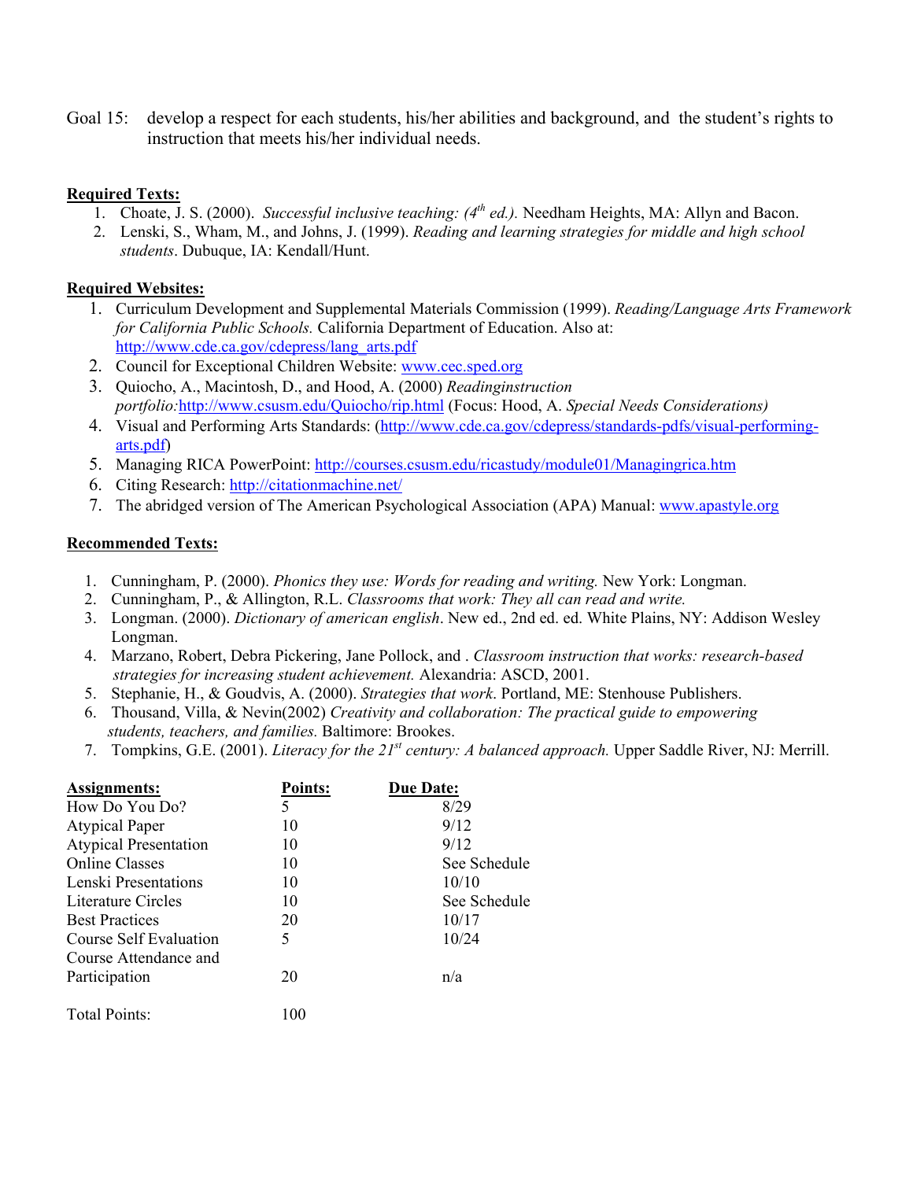Goal 15: develop a respect for each students, his/her abilities and background, and the student's rights to instruction that meets his/her individual needs.

**Required Texts:**

1. Choate, J. S. (2000). *Successful inclusive teaching: (4th ed.).* Needham Heights, MA: Allyn and Bacon.
2. Lenski, S., Wham, M., and Johns, J. (1999). *Reading and learning strategies for middle and high school students*. Dubuque, IA: Kendall/Hunt.

**Required Websites:**

1. Curriculum Development and Supplemental Materials Commission (1999). *Reading/Language Arts Framework for California Public Schools.* California Department of Education. Also at: http://www.cde.ca.gov/cdepress/lang_arts.pdf
2. Council for Exceptional Children Website: www.cec.sped.org
3. Quiocho, A., Macintosh, D., and Hood, A. (2000) *Readinginstruction portfolio:*http://www.csusm.edu/Quiocho/rip.html (Focus: Hood, A. *Special Needs Considerations)*
4. Visual and Performing Arts Standards: (http://www.cde.ca.gov/cdepress/standards-pdfs/visual-performing-arts.pdf)
5. Managing RICA PowerPoint: http://courses.csusm.edu/ricastudy/module01/Managingrica.htm
6. Citing Research: http://citationmachine.net/
7. The abridged version of The American Psychological Association (APA) Manual: www.apastyle.org

**Recommended Texts:**

1. Cunningham, P. (2000). *Phonics they use: Words for reading and writing.* New York: Longman.
2. Cunningham, P., & Allington, R.L. *Classrooms that work: They all can read and write.*
3. Longman. (2000). *Dictionary of american english*. New ed., 2nd ed. ed. White Plains, NY: Addison Wesley Longman.
4. Marzano, Robert, Debra Pickering, Jane Pollock, and . *Classroom instruction that works: research-based strategies for increasing student achievement.* Alexandria: ASCD, 2001.
5. Stephanie, H., & Goudvis, A. (2000). *Strategies that work*. Portland, ME: Stenhouse Publishers.
6. Thousand, Villa, & Nevin(2002) *Creativity and collaboration: The practical guide to empowering students, teachers, and families.* Baltimore: Brookes.
7. Tompkins, G.E. (2001). *Literacy for the 21st century: A balanced approach.* Upper Saddle River, NJ: Merrill.

| **Assignments:** | **Points:** | **Due Date:** |
|---|---|---|
| How Do You Do? | 5 | 8/29 |
| Atypical Paper | 10 | 9/12 |
| Atypical Presentation | 10 | 9/12 |
| Online Classes | 10 | See Schedule |
| Lenski Presentations | 10 | 10/10 |
| Literature Circles | 10 | See Schedule |
| Best Practices | 20 | 10/17 |
| Course Self Evaluation | 5 | 10/24 |
| Course Attendance and Participation | 20 | n/a |
| Total Points: | 100 | |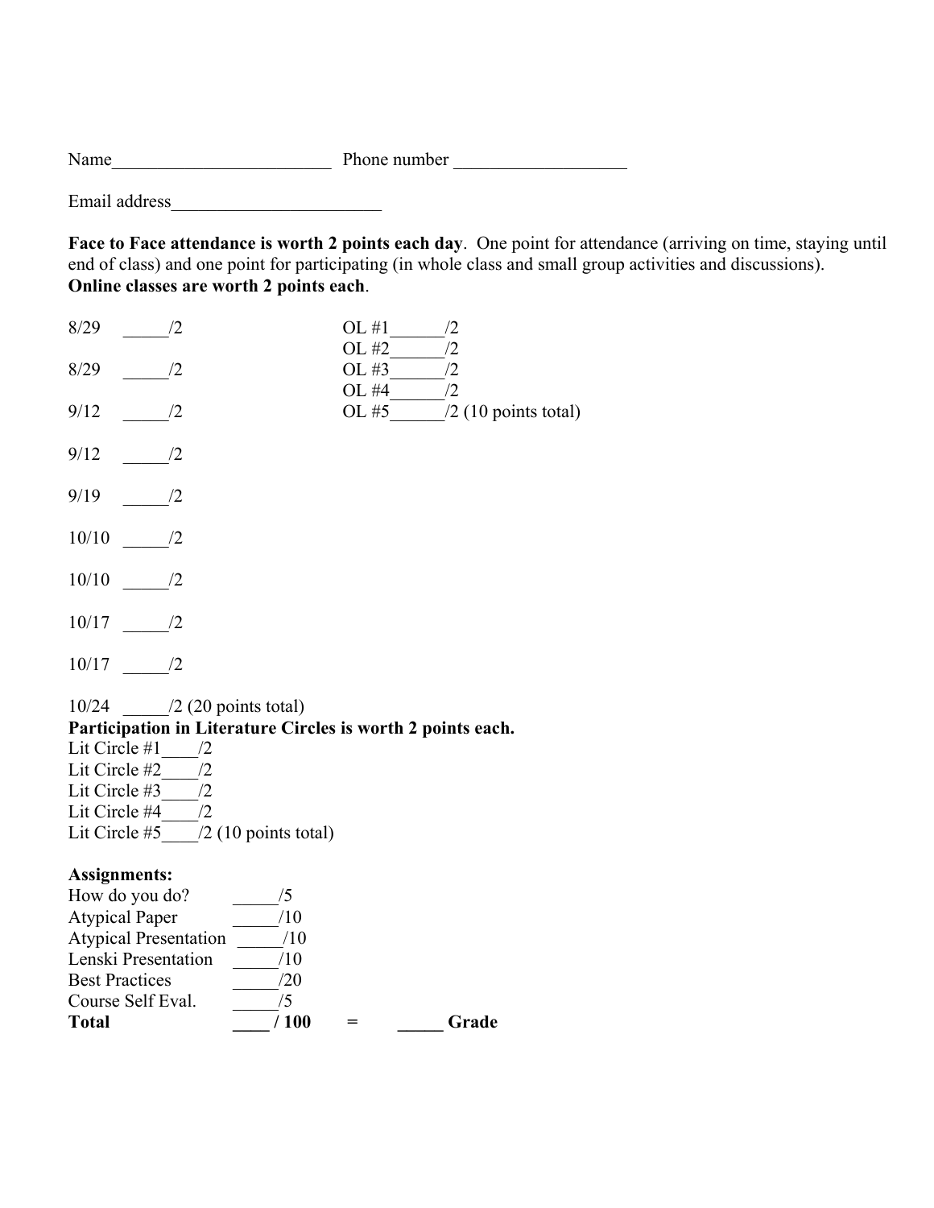Name________________________ Phone number ___________________

Email address______________________

**Face to Face attendance is worth 2 points each day**. One point for attendance (arriving on time, staying until end of class) and one point for participating (in whole class and small group activities and discussions).
**Online classes are worth 2 points each**.

8/29 _____/2

8/29 _____/2

9/12 _____/2

9/12 _____/2

9/19 _____/2

10/10 _____/2

10/10 _____/2

10/17 _____/2

10/17 _____/2

10/24 _____/2 (20 points total)

OL #1______/2
OL #2______/2
OL #3______/2
OL #4______/2
OL #5______/2 (10 points total)

**Participation in Literature Circles is worth 2 points each.**

Lit Circle #1____/2
Lit Circle #2____/2
Lit Circle #3____/2
Lit Circle #4____/2
Lit Circle #5____/2 (10 points total)

**Assignments:**

How do you do? _____/5
Atypical Paper _____/10
Atypical Presentation _____/10
Lenski Presentation _____/10
Best Practices _____/20
Course Self Eval. _____/5
**Total ____ / 100 = _____ Grade**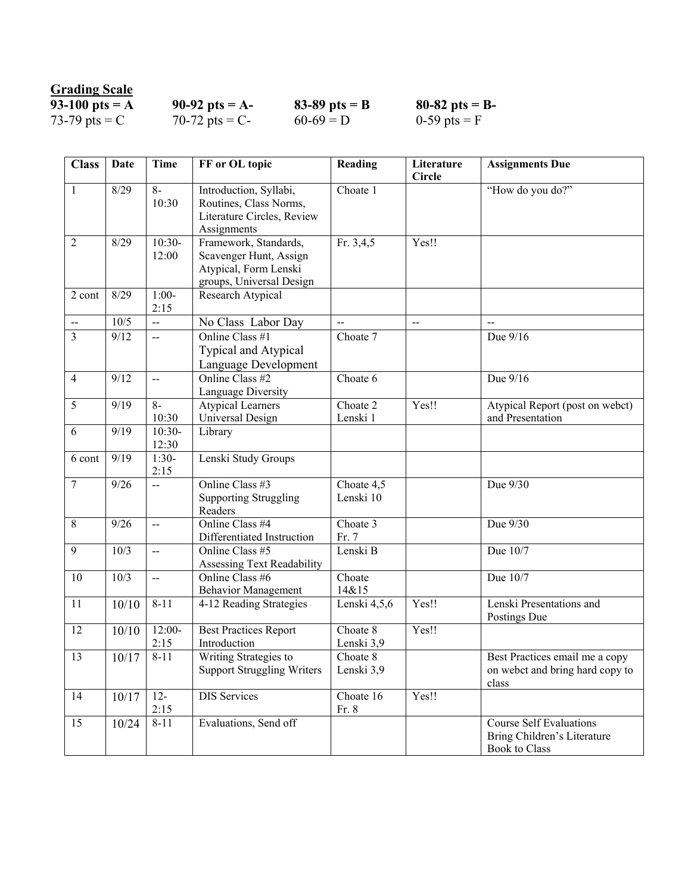## Grading Scale

| | | | |
|---|---|---|---|
| **93-100 pts = A** | **90-92 pts = A-** | **83-89 pts = B** | **80-82 pts = B-** |
| 73-79 pts = C | 70-72 pts = C- | 60-69 = D | 0-59 pts = F |

| Class | Date | Time | FF or OL topic | Reading | Literature Circle | Assignments Due |
|---|---|---|---|---|---|---|
| 1 | 8/29 | 8-10:30 | Introduction, Syllabi, Routines, Class Norms, Literature Circles, Review Assignments | Choate 1 | | "How do you do?" |
| 2 | 8/29 | 10:30-12:00 | Framework, Standards, Scavenger Hunt, Assign Atypical, Form Lenski groups, Universal Design | Fr. 3,4,5 | Yes!! | |
| 2 cont | 8/29 | 1:00-2:15 | Research Atypical | | | |
| -- | 10/5 | -- | No Class Labor Day | -- | -- | -- |
| 3 | 9/12 | -- | Online Class #1 Typical and Atypical Language Development | Choate 7 | | Due 9/16 |
| 4 | 9/12 | -- | Online Class #2 Language Diversity | Choate 6 | | Due 9/16 |
| 5 | 9/19 | 8-10:30 | Atypical Learners Universal Design | Choate 2 Lenski 1 | Yes!! | Atypical Report (post on webct) and Presentation |
| 6 | 9/19 | 10:30-12:30 | Library | | | |
| 6 cont | 9/19 | 1:30-2:15 | Lenski Study Groups | | | |
| 7 | 9/26 | -- | Online Class #3 Supporting Struggling Readers | Choate 4,5 Lenski 10 | | Due 9/30 |
| 8 | 9/26 | -- | Online Class #4 Differentiated Instruction | Choate 3 Fr. 7 | | Due 9/30 |
| 9 | 10/3 | -- | Online Class #5 Assessing Text Readability | Lenski B | | Due 10/7 |
| 10 | 10/3 | -- | Online Class #6 Behavior Management | Choate 14&15 | | Due 10/7 |
| 11 | 10/10 | 8-11 | 4-12 Reading Strategies | Lenski 4,5,6 | Yes!! | Lenski Presentations and Postings Due |
| 12 | 10/10 | 12:00-2:15 | Best Practices Report Introduction | Choate 8 Lenski 3,9 | Yes!! | |
| 13 | 10/17 | 8-11 | Writing Strategies to Support Struggling Writers | Choate 8 Lenski 3,9 | | Best Practices email me a copy on webct and bring hard copy to class |
| 14 | 10/17 | 12-2:15 | DIS Services | Choate 16 Fr. 8 | Yes!! | |
| 15 | 10/24 | 8-11 | Evaluations, Send off | | | Course Self Evaluations Bring Children's Literature Book to Class |